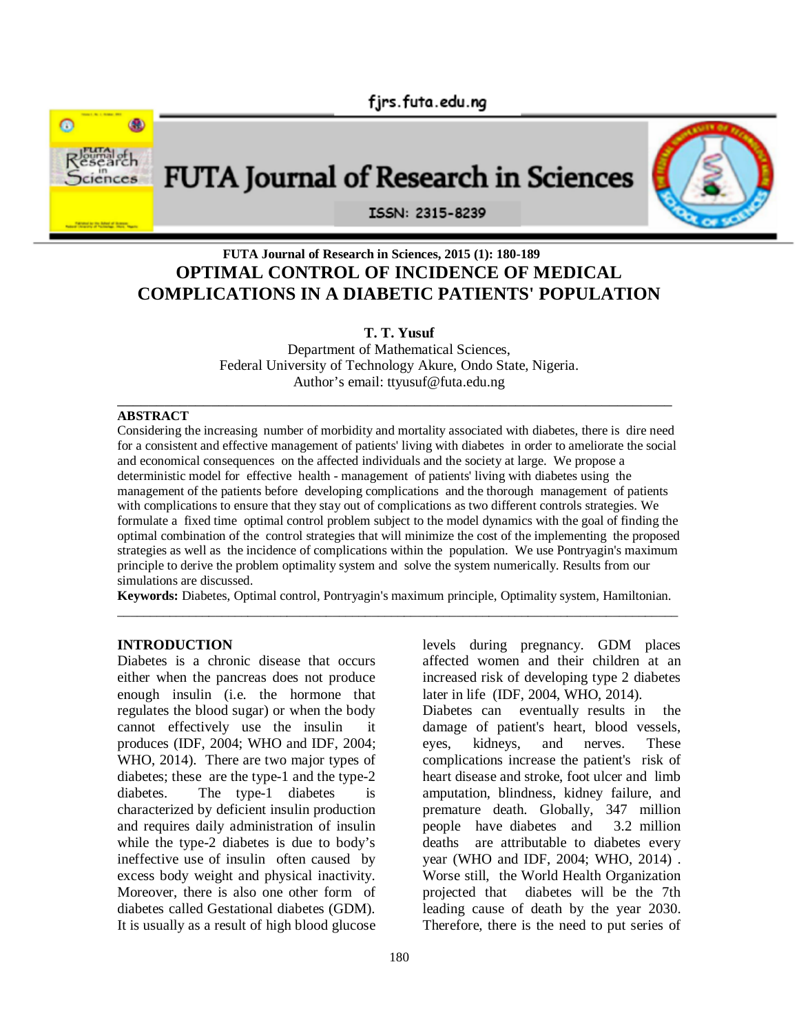# OPTIMAL CONTROL OF INCIDENCE OF MEDICAL COMPLICATIONS IN A DIABETIC PATIENTS' POPULATION

**T. T. Yusuf**

Department of Mathematical Sciences,
Federal University of Technology Akure, Ondo State, Nigeria.
Author's email: ttyusuf@futa.edu.ng

## ABSTRACT

Considering the increasing number of morbidity and mortality associated with diabetes, there is dire need for a consistent and effective management of patients' living with diabetes in order to ameliorate the social and economical consequences on the affected individuals and the society at large. We propose a deterministic model for effective health - management of patients' living with diabetes using the management of the patients before developing complications and the thorough management of patients with complications to ensure that they stay out of complications as two different controls strategies. We formulate a fixed time optimal control problem subject to the model dynamics with the goal of finding the optimal combination of the control strategies that will minimize the cost of the implementing the proposed strategies as well as the incidence of complications within the population. We use Pontryagin's maximum principle to derive the problem optimality system and solve the system numerically. Results from our simulations are discussed.

**Keywords:** Diabetes, Optimal control, Pontryagin's maximum principle, Optimality system, Hamiltonian.

## INTRODUCTION

Diabetes is a chronic disease that occurs either when the pancreas does not produce enough insulin (i.e. the hormone that regulates the blood sugar) or when the body cannot effectively use the insulin it produces (IDF, 2004; WHO and IDF, 2004; WHO, 2014). There are two major types of diabetes; these are the type-1 and the type-2 diabetes. The type-1 diabetes is characterized by deficient insulin production and requires daily administration of insulin while the type-2 diabetes is due to body's ineffective use of insulin often caused by excess body weight and physical inactivity. Moreover, there is also one other form of diabetes called Gestational diabetes (GDM). It is usually as a result of high blood glucose levels during pregnancy. GDM places affected women and their children at an increased risk of developing type 2 diabetes later in life (IDF, 2004, WHO, 2014).

Diabetes can eventually results in the damage of patient's heart, blood vessels, eyes, kidneys, and nerves. These complications increase the patient's risk of heart disease and stroke, foot ulcer and limb amputation, blindness, kidney failure, and premature death. Globally, 347 million people have diabetes and 3.2 million deaths are attributable to diabetes every year (WHO and IDF, 2004; WHO, 2014) . Worse still, the World Health Organization projected that diabetes will be the 7th leading cause of death by the year 2030. Therefore, there is the need to put series of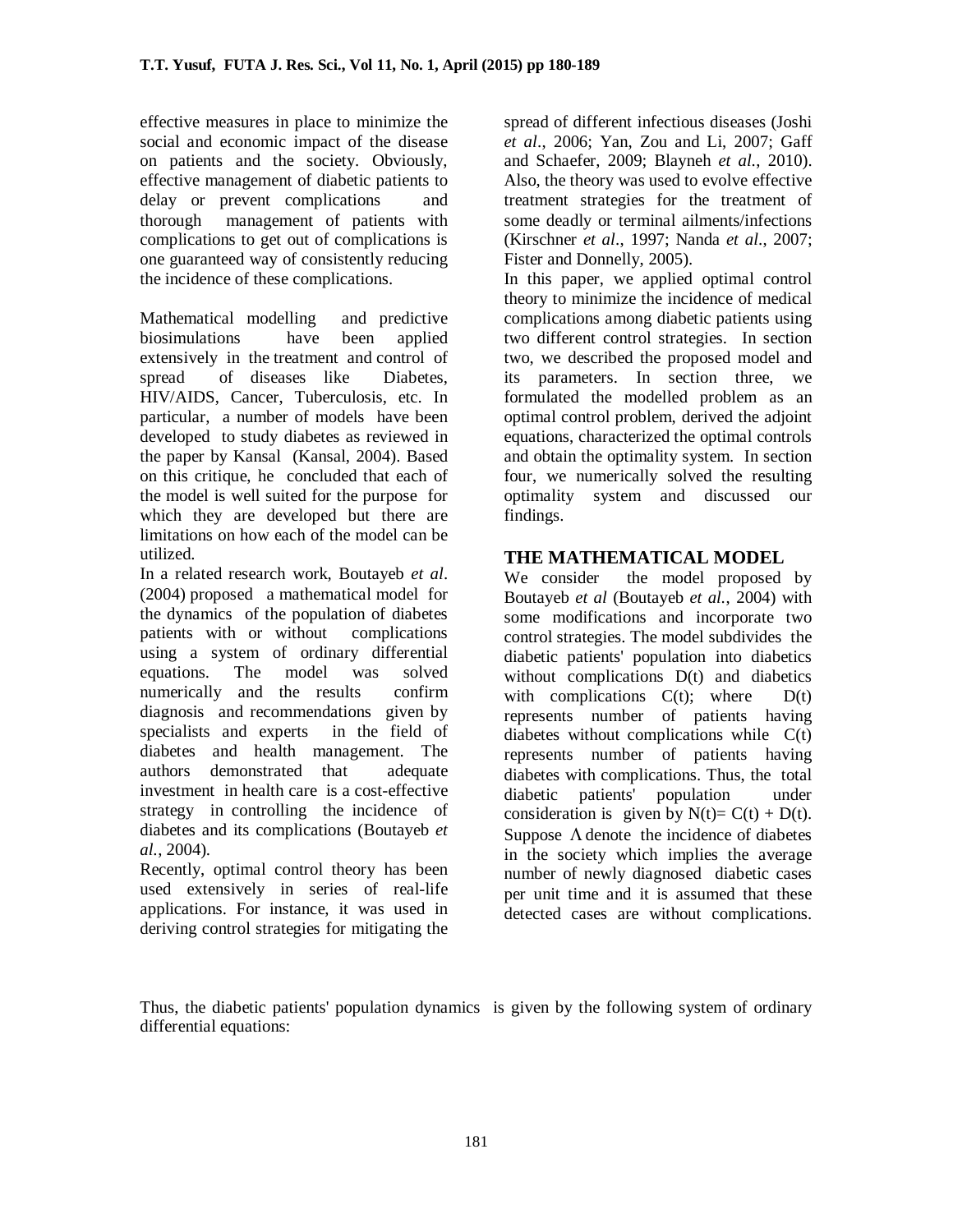effective measures in place to minimize the social and economic impact of the disease on patients and the society. Obviously, effective management of diabetic patients to delay or prevent complications and thorough management of patients with complications to get out of complications is one guaranteed way of consistently reducing the incidence of these complications.

Mathematical modelling and predictive biosimulations have been applied extensively in the treatment and control of spread of diseases like Diabetes, HIV/AIDS, Cancer, Tuberculosis, etc. In particular, a number of models have been developed to study diabetes as reviewed in the paper by Kansal (Kansal, 2004). Based on this critique, he concluded that each of the model is well suited for the purpose for which they are developed but there are limitations on how each of the model can be utilized.

In a related research work, Boutayeb *et al*. (2004) proposed a mathematical model for the dynamics of the population of diabetes patients with or without complications using a system of ordinary differential equations. The model was solved numerically and the results confirm diagnosis and recommendations given by specialists and experts in the field of diabetes and health management. The authors demonstrated that adequate investment in health care is a cost-effective strategy in controlling the incidence of diabetes and its complications (Boutayeb *et al.*, 2004).

Recently, optimal control theory has been used extensively in series of real-life applications. For instance, it was used in deriving control strategies for mitigating the spread of different infectious diseases (Joshi *et al*., 2006; Yan, Zou and Li, 2007; Gaff and Schaefer, 2009; Blayneh *et al.*, 2010). Also, the theory was used to evolve effective treatment strategies for the treatment of some deadly or terminal ailments/infections (Kirschner *et al*., 1997; Nanda *et al*., 2007; Fister and Donnelly, 2005).

In this paper, we applied optimal control theory to minimize the incidence of medical complications among diabetic patients using two different control strategies. In section two, we described the proposed model and its parameters. In section three, we formulated the modelled problem as an optimal control problem, derived the adjoint equations, characterized the optimal controls and obtain the optimality system. In section four, we numerically solved the resulting optimality system and discussed our findings.

## THE MATHEMATICAL MODEL

We consider the model proposed by Boutayeb *et al* (Boutayeb *et al.*, 2004) with some modifications and incorporate two control strategies. The model subdivides the diabetic patients' population into diabetics without complications $D(t)$ and diabetics with complications $C(t)$; where $D(t)$ represents number of patients having diabetes without complications while $C(t)$ represents number of patients having diabetes with complications. Thus, the total diabetic patients' population under consideration is given by $N(t)= C(t) + D(t)$. Suppose $\Lambda$ denote the incidence of diabetes in the society which implies the average number of newly diagnosed diabetic cases per unit time and it is assumed that these detected cases are without complications.

Thus, the diabetic patients' population dynamics is given by the following system of ordinary differential equations: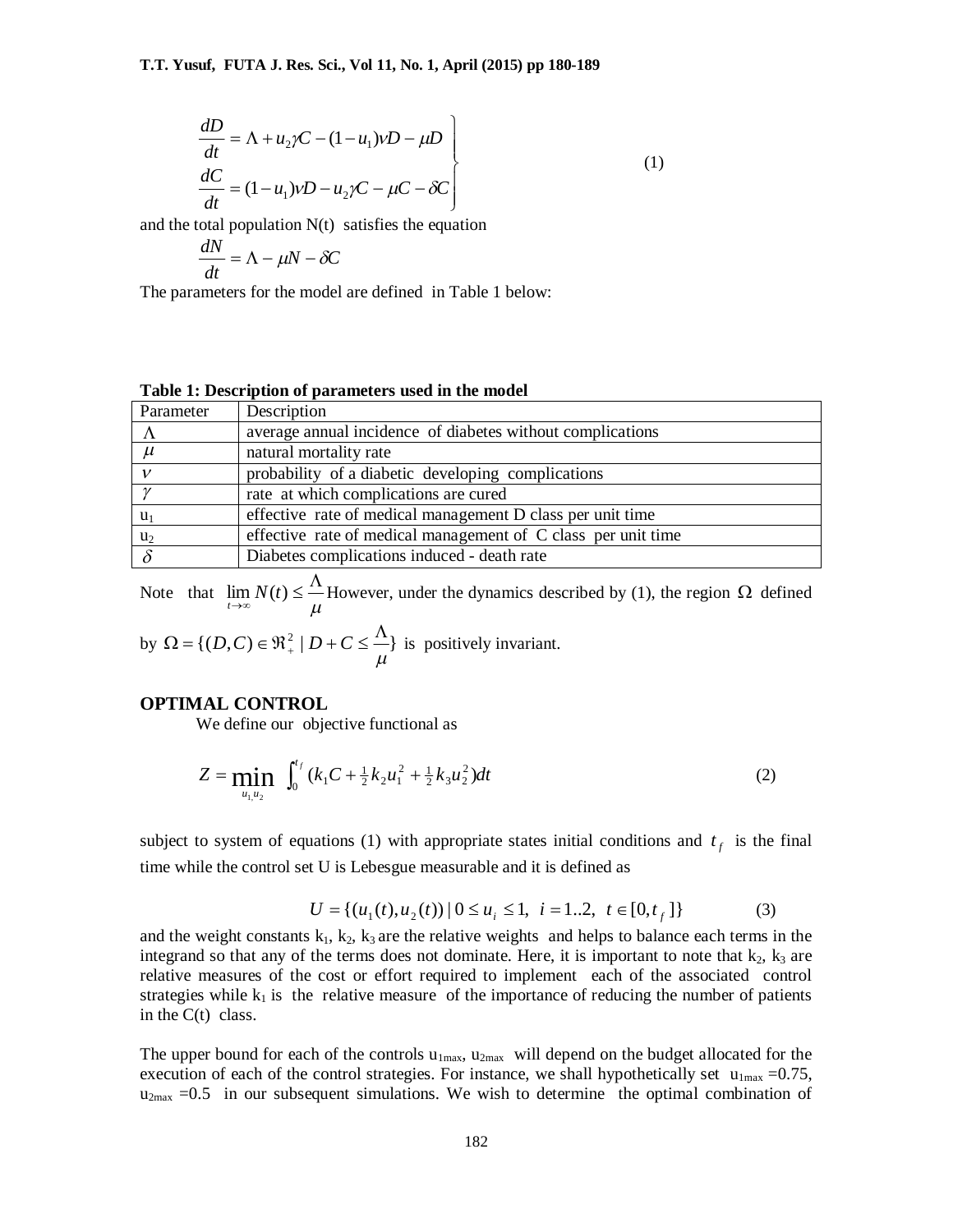$$
\left.
\begin{aligned}
\frac{dD}{dt} &= \Lambda + u_2\gamma C - (1-u_1)\nu D - \mu D \\
\frac{dC}{dt} &= (1-u_1)\nu D - u_2\gamma C - \mu C - \delta C
\end{aligned}
\right\}
\tag{1}
$$

and the total population N(t) satisfies the equation

$$
\frac{dN}{dt} = \Lambda - \mu N - \delta C
$$

The parameters for the model are defined in Table 1 below:

**Table 1: Description of parameters used in the model**

| Parameter | Description |
| --- | --- |
| $\Lambda$ | average annual incidence of diabetes without complications |
| $\mu$ | natural mortality rate |
| $\nu$ | probability of a diabetic developing complications |
| $\gamma$ | rate at which complications are cured |
| $u_1$ | effective rate of medical management D class per unit time |
| $u_2$ | effective rate of medical management of C class per unit time |
| $\delta$ | Diabetes complications induced - death rate |

Note that $\lim_{t\to\infty} N(t) \le \frac{\Lambda}{\mu}$ However, under the dynamics described by (1), the region $\Omega$ defined by $\Omega = \{(D,C) \in \Re_+^2 \mid D + C \le \frac{\Lambda}{\mu}\}$ is positively invariant.

## OPTIMAL CONTROL

We define our objective functional as

$$
Z = \min_{u_1, u_2} \int_0^{t_f} (k_1 C + \tfrac{1}{2} k_2 u_1^2 + \tfrac{1}{2} k_3 u_2^2) dt \tag{2}
$$

subject to system of equations (1) with appropriate states initial conditions and $t_f$ is the final time while the control set U is Lebesgue measurable and it is defined as

$$
U = \{(u_1(t), u_2(t)) \mid 0 \le u_i \le 1,\ i = 1..2,\ t \in [0, t_f]\} \tag{3}
$$

and the weight constants $k_1$, $k_2$, $k_3$ are the relative weights and helps to balance each terms in the integrand so that any of the terms does not dominate. Here, it is important to note that $k_2$, $k_3$ are relative measures of the cost or effort required to implement each of the associated control strategies while $k_1$ is the relative measure of the importance of reducing the number of patients in the C(t) class.

The upper bound for each of the controls $u_{1max}$, $u_{2max}$ will depend on the budget allocated for the execution of each of the control strategies. For instance, we shall hypothetically set $u_{1max} = 0.75$, $u_{2max} = 0.5$ in our subsequent simulations. We wish to determine the optimal combination of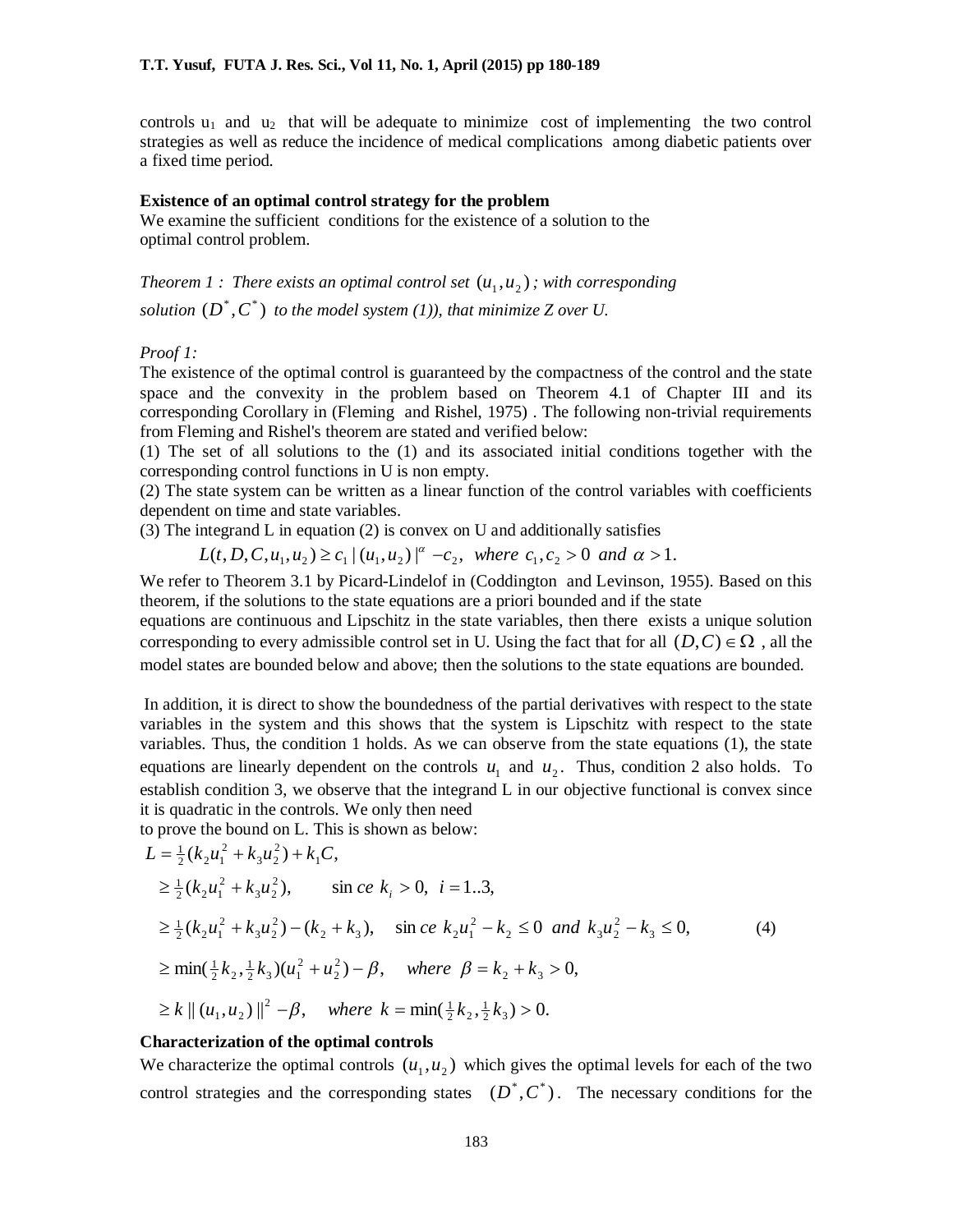controls $u_1$ and $u_2$ that will be adequate to minimize cost of implementing the two control strategies as well as reduce the incidence of medical complications among diabetic patients over a fixed time period.

**Existence of an optimal control strategy for the problem**

We examine the sufficient conditions for the existence of a solution to the optimal control problem.

*Theorem 1 : There exists an optimal control set $(u_1, u_2)$ ; with corresponding solution $(D^*, C^*)$ to the model system (1)), that minimize Z over U.*

*Proof 1:*

The existence of the optimal control is guaranteed by the compactness of the control and the state space and the convexity in the problem based on Theorem 4.1 of Chapter III and its corresponding Corollary in (Fleming and Rishel, 1975) . The following non-trivial requirements from Fleming and Rishel's theorem are stated and verified below:

(1) The set of all solutions to the (1) and its associated initial conditions together with the corresponding control functions in U is non empty.

(2) The state system can be written as a linear function of the control variables with coefficients dependent on time and state variables.

(3) The integrand L in equation (2) is convex on U and additionally satisfies

$$L(t, D, C, u_1, u_2) \geq c_1 \,|\, (u_1, u_2)\,|^{\alpha} - c_2, \;\; where \;\; c_1, c_2 > 0 \;\; and \;\; \alpha > 1.$$

We refer to Theorem 3.1 by Picard-Lindelof in (Coddington and Levinson, 1955). Based on this theorem, if the solutions to the state equations are a priori bounded and if the state equations are continuous and Lipschitz in the state variables, then there exists a unique solution corresponding to every admissible control set in U. Using the fact that for all $(D, C) \in \Omega$ , all the model states are bounded below and above; then the solutions to the state equations are bounded.

In addition, it is direct to show the boundedness of the partial derivatives with respect to the state variables in the system and this shows that the system is Lipschitz with respect to the state variables. Thus, the condition 1 holds. As we can observe from the state equations (1), the state equations are linearly dependent on the controls $u_1$ and $u_2$. Thus, condition 2 also holds. To establish condition 3, we observe that the integrand L in our objective functional is convex since it is quadratic in the controls. We only then need to prove the bound on L. This is shown as below:

$$\begin{aligned}
L &= \tfrac{1}{2}(k_2 u_1^2 + k_3 u_2^2) + k_1 C, \\
&\geq \tfrac{1}{2}(k_2 u_1^2 + k_3 u_2^2), \qquad \text{since } k_i > 0, \;\; i = 1..3, \\
&\geq \tfrac{1}{2}(k_2 u_1^2 + k_3 u_2^2) - (k_2 + k_3), \quad \text{since } k_2 u_1^2 - k_2 \leq 0 \;\; and \;\; k_3 u_2^2 - k_3 \leq 0, \qquad (4) \\
&\geq \min(\tfrac{1}{2}k_2, \tfrac{1}{2}k_3)(u_1^2 + u_2^2) - \beta, \quad where \;\; \beta = k_2 + k_3 > 0, \\
&\geq k \,\|\, (u_1, u_2)\,\|^2 - \beta, \quad where \;\; k = \min(\tfrac{1}{2}k_2, \tfrac{1}{2}k_3) > 0.
\end{aligned}$$

**Characterization of the optimal controls**

We characterize the optimal controls $(u_1, u_2)$ which gives the optimal levels for each of the two control strategies and the corresponding states $(D^*, C^*)$. The necessary conditions for the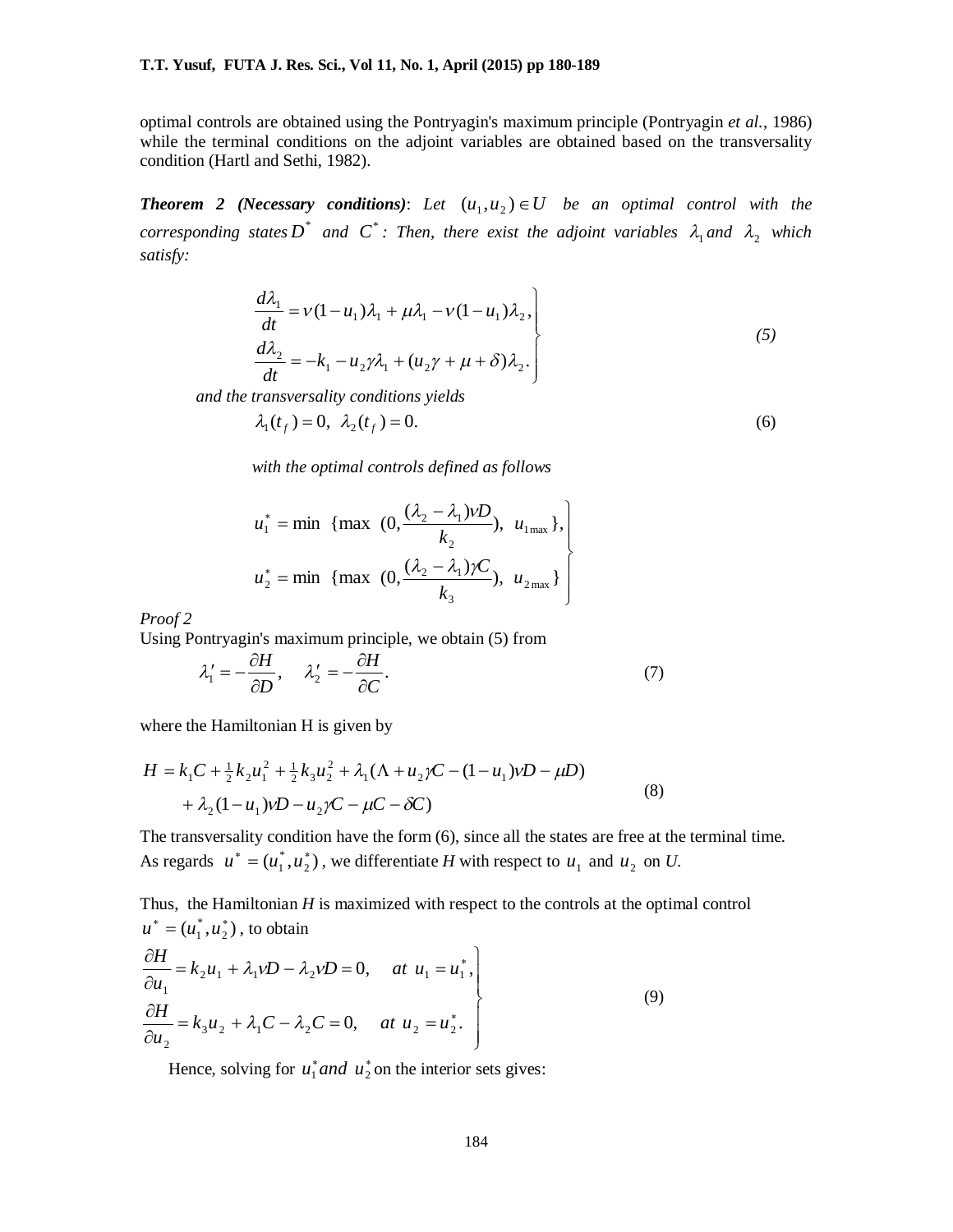optimal controls are obtained using the Pontryagin's maximum principle (Pontryagin *et al.*, 1986) while the terminal conditions on the adjoint variables are obtained based on the transversality condition (Hartl and Sethi, 1982).

***Theorem 2 (Necessary conditions)***: *Let* $(u_1, u_2) \in U$ *be an optimal control with the corresponding states* $D^*$ *and* $C^*$*: Then, there exist the adjoint variables* $\lambda_1$ *and* $\lambda_2$ *which satisfy:*

$$
\left.
\begin{aligned}
\frac{d\lambda_1}{dt} &= \nu(1-u_1)\lambda_1 + \mu\lambda_1 - \nu(1-u_1)\lambda_2, \\
\frac{d\lambda_2}{dt} &= -k_1 - u_2\gamma\lambda_1 + (u_2\gamma + \mu + \delta)\lambda_2.
\end{aligned}
\right\} \tag{5}
$$

*and the transversality conditions yields*

$$
\lambda_1(t_f) = 0, \; \lambda_2(t_f) = 0. \tag{6}
$$

*with the optimal controls defined as follows*

$$
\left.
\begin{aligned}
u_1^* &= \min \; \{\max \; (0, \frac{(\lambda_2 - \lambda_1)\nu D}{k_2}), \; u_{1\max}\}, \\
u_2^* &= \min \; \{\max \; (0, \frac{(\lambda_2 - \lambda_1)\gamma C}{k_3}), \; u_{2\max}\}
\end{aligned}
\right\}
$$

*Proof 2*

Using Pontryagin's maximum principle, we obtain (5) from

$$
\lambda_1' = -\frac{\partial H}{\partial D}, \quad \lambda_2' = -\frac{\partial H}{\partial C}. \tag{7}
$$

where the Hamiltonian H is given by

$$
\begin{aligned}
H &= k_1 C + \tfrac{1}{2}k_2 u_1^2 + \tfrac{1}{2}k_3 u_2^2 + \lambda_1(\Lambda + u_2\gamma C - (1-u_1)\nu D - \mu D) \\
&\quad + \lambda_2(1-u_1)\nu D - u_2\gamma C - \mu C - \delta C)
\end{aligned} \tag{8}
$$

The transversality condition have the form (6), since all the states are free at the terminal time. As regards $u^* = (u_1^*, u_2^*)$, we differentiate *H* with respect to $u_1$ and $u_2$ on *U*.

Thus, the Hamiltonian *H* is maximized with respect to the controls at the optimal control $u^* = (u_1^*, u_2^*)$, to obtain

$$
\left.
\begin{aligned}
\frac{\partial H}{\partial u_1} &= k_2 u_1 + \lambda_1 \nu D - \lambda_2 \nu D = 0, \quad at \; u_1 = u_1^*, \\
\frac{\partial H}{\partial u_2} &= k_3 u_2 + \lambda_1 C - \lambda_2 C = 0, \quad at \; u_2 = u_2^*.
\end{aligned}
\right\} \tag{9}
$$

Hence, solving for $u_1^*$ *and* $u_2^*$ on the interior sets gives: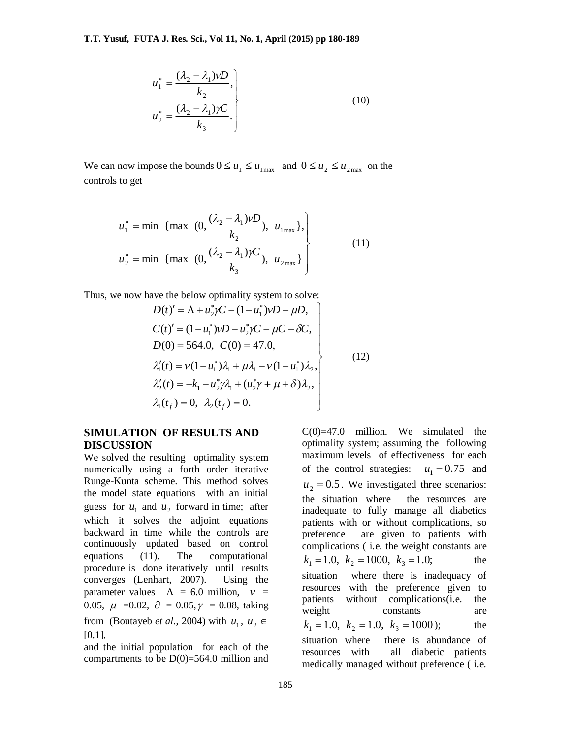$$
\left.\begin{aligned}
u_1^* &= \frac{(\lambda_2 - \lambda_1)\nu D}{k_2}, \\
u_2^* &= \frac{(\lambda_2 - \lambda_1)\gamma C}{k_3}.
\end{aligned}\right\} \tag{10}
$$

We can now impose the bounds $0 \le u_1 \le u_{1\max}$ and $0 \le u_2 \le u_{2\max}$ on the controls to get

$$
\left.\begin{aligned}
u_1^* &= \min\ \{\max\ (0, \frac{(\lambda_2 - \lambda_1)\nu D}{k_2}),\ u_{1\max}\}, \\
u_2^* &= \min\ \{\max\ (0, \frac{(\lambda_2 - \lambda_1)\gamma C}{k_3}),\ u_{2\max}\}
\end{aligned}\right\} \tag{11}
$$

Thus, we now have the below optimality system to solve:

$$
\left.\begin{aligned}
&D(t)' = \Lambda + u_2^*\gamma C - (1 - u_1^*)\nu D - \mu D, \\
&C(t)' = (1 - u_1^*)\nu D - u_2^*\gamma C - \mu C - \delta C, \\
&D(0) = 564.0,\ C(0) = 47.0, \\
&\lambda_1'(t) = \nu(1 - u_1^*)\lambda_1 + \mu\lambda_1 - \nu(1 - u_1^*)\lambda_2, \\
&\lambda_2'(t) = -k_1 - u_2^*\gamma\lambda_1 + (u_2^*\gamma + \mu + \delta)\lambda_2, \\
&\lambda_1(t_f) = 0,\ \lambda_2(t_f) = 0.
\end{aligned}\right\} \tag{12}
$$

## SIMULATION OF RESULTS AND DISCUSSION

We solved the resulting optimality system numerically using a forth order iterative Runge-Kunta scheme. This method solves the model state equations with an initial guess for $u_1$ and $u_2$ forward in time; after which it solves the adjoint equations backward in time while the controls are continuously updated based on control equations (11). The computational procedure is done iteratively until results converges (Lenhart, 2007). Using the parameter values $\Lambda$ = 6.0 million, $\nu$ = 0.05, $\mu$ =0.02, $\partial$ = 0.05, $\gamma$ = 0.08, taking from (Boutayeb *et al.*, 2004) with $u_1$, $u_2 \in$ [0,1],

and the initial population for each of the compartments to be D(0)=564.0 million and C(0)=47.0 million. We simulated the optimality system; assuming the following maximum levels of effectiveness for each of the control strategies: $u_1 = 0.75$ and $u_2 = 0.5$. We investigated three scenarios: the situation where the resources are inadequate to fully manage all diabetics patients with or without complications, so preference are given to patients with complications ( i.e. the weight constants are $k_1 = 1.0,\ k_2 = 1000,\ k_3 = 1.0;$ the situation where there is inadequacy of resources with the preference given to patients without complications(i.e. the weight constants are $k_1 = 1.0,\ k_2 = 1.0,\ k_3 = 1000$); the situation where there is abundance of resources with all diabetic patients medically managed without preference ( i.e.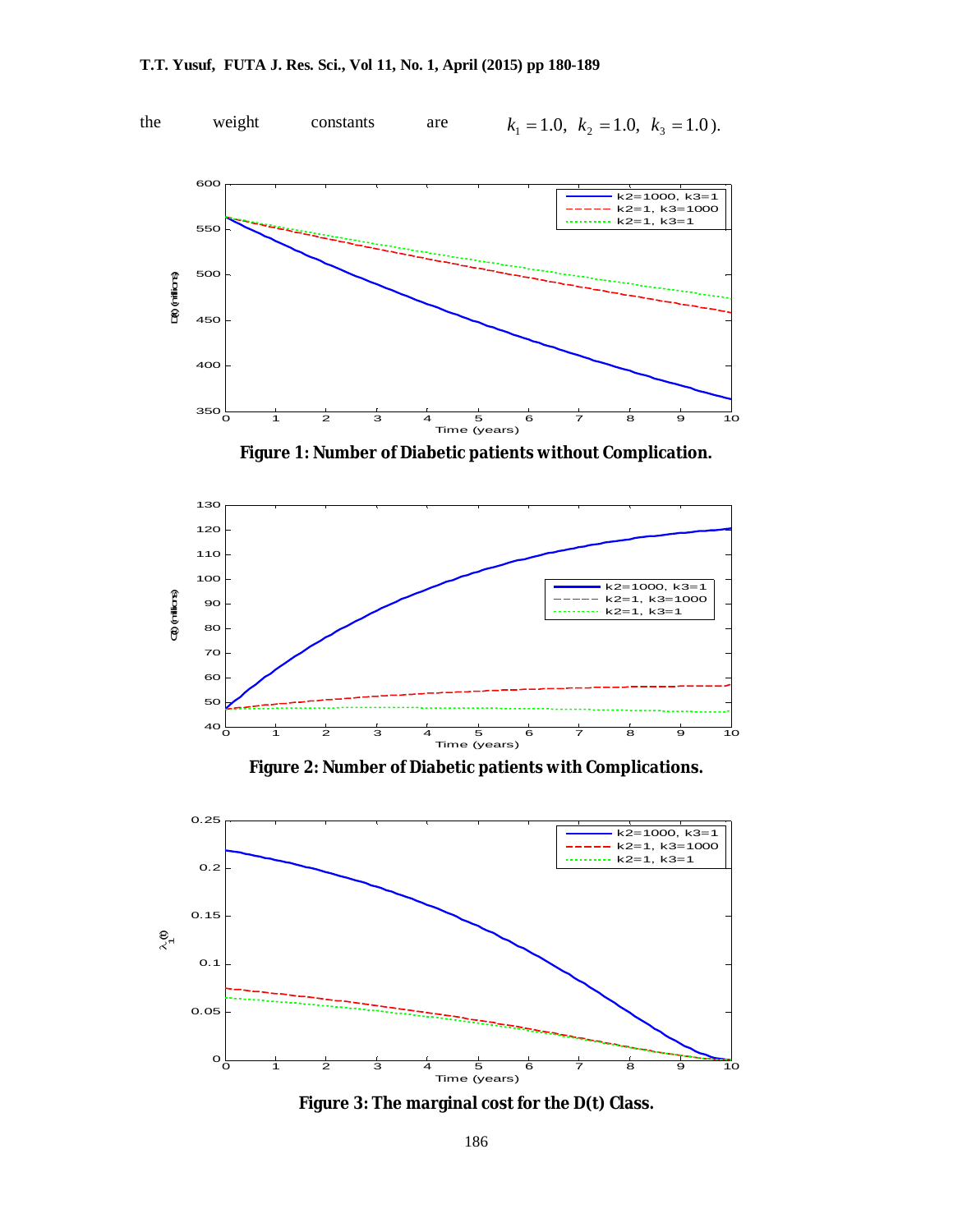the weight constants are $k_1 = 1.0,\ k_2 = 1.0,\ k_3 = 1.0$).

**Figure 1: Number of Diabetic patients without Complication.**

**Figure 2: Number of Diabetic patients with Complications.**

**Figure 3: The marginal cost for the D(t) Class.**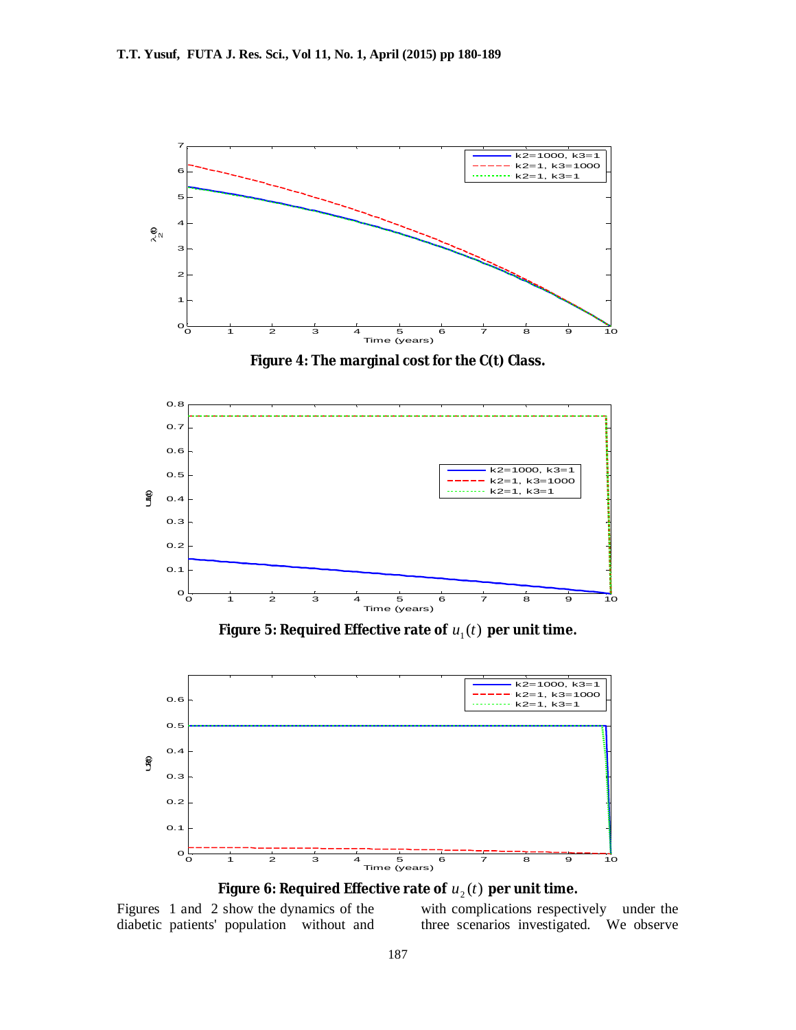**Figure 4: The marginal cost for the C(t) Class.**

**Figure 5: Required Effective rate of $u_1(t)$ per unit time.**

**Figure 6: Required Effective rate of $u_2(t)$ per unit time.**

Figures 1 and 2 show the dynamics of the diabetic patients' population without and with complications respectively under the three scenarios investigated. We observe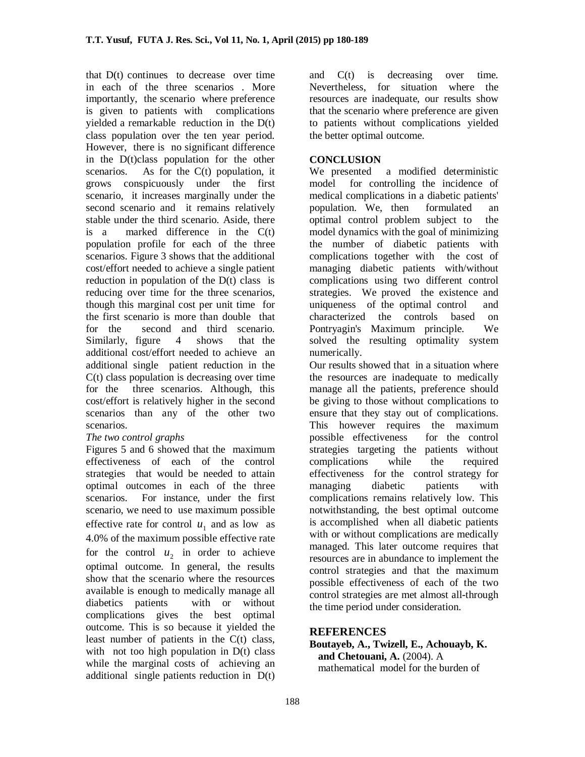that D(t) continues to decrease over time in each of the three scenarios . More importantly, the scenario where preference is given to patients with complications yielded a remarkable reduction in the D(t) class population over the ten year period. However, there is no significant difference in the D(t)class population for the other scenarios. As for the C(t) population, it grows conspicuously under the first scenario, it increases marginally under the second scenario and it remains relatively stable under the third scenario. Aside, there is a marked difference in the C(t) population profile for each of the three scenarios. Figure 3 shows that the additional cost/effort needed to achieve a single patient reduction in population of the D(t) class is reducing over time for the three scenarios, though this marginal cost per unit time for the first scenario is more than double that for the second and third scenario. Similarly, figure 4 shows that the additional cost/effort needed to achieve an additional single patient reduction in the C(t) class population is decreasing over time for the three scenarios. Although, this cost/effort is relatively higher in the second scenarios than any of the other two scenarios.

*The two control graphs*

Figures 5 and 6 showed that the maximum effectiveness of each of the control strategies that would be needed to attain optimal outcomes in each of the three scenarios. For instance, under the first scenario, we need to use maximum possible effective rate for control $u_1$ and as low as 4.0% of the maximum possible effective rate for the control $u_2$ in order to achieve optimal outcome. In general, the results show that the scenario where the resources available is enough to medically manage all diabetics patients with or without complications gives the best optimal outcome. This is so because it yielded the least number of patients in the C(t) class, with not too high population in D(t) class while the marginal costs of achieving an additional single patients reduction in D(t) and C(t) is decreasing over time. Nevertheless, for situation where the resources are inadequate, our results show that the scenario where preference are given to patients without complications yielded the better optimal outcome.

## CONCLUSION

We presented a modified deterministic model for controlling the incidence of medical complications in a diabetic patients' population. We, then formulated an optimal control problem subject to the model dynamics with the goal of minimizing the number of diabetic patients with complications together with the cost of managing diabetic patients with/without complications using two different control strategies. We proved the existence and uniqueness of the optimal control and characterized the controls based on Pontryagin's Maximum principle. We solved the resulting optimality system numerically.

Our results showed that in a situation where the resources are inadequate to medically manage all the patients, preference should be giving to those without complications to ensure that they stay out of complications. This however requires the maximum possible effectiveness for the control strategies targeting the patients without complications while the required effectiveness for the control strategy for managing diabetic patients with complications remains relatively low. This notwithstanding, the best optimal outcome is accomplished when all diabetic patients with or without complications are medically managed. This later outcome requires that resources are in abundance to implement the control strategies and that the maximum possible effectiveness of each of the two control strategies are met almost all-through the time period under consideration.

## REFERENCES

**Boutayeb, A., Twizell, E., Achouayb, K. and Chetouani, A.** (2004). A mathematical model for the burden of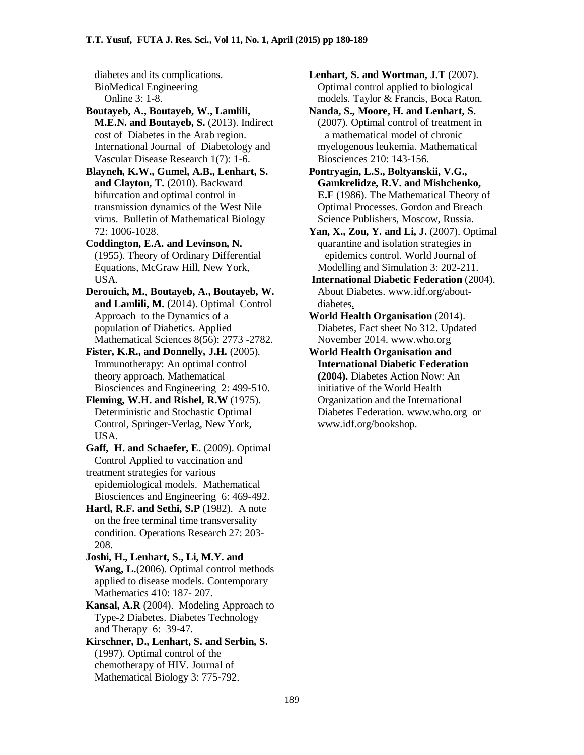diabetes and its complications. BioMedical Engineering Online 3: 1-8.

**Boutayeb, A., Boutayeb, W., Lamlili, M.E.N. and Boutayeb, S.** (2013). Indirect cost of Diabetes in the Arab region. International Journal of Diabetology and Vascular Disease Research 1(7): 1-6.

**Blayneh, K.W., Gumel, A.B., Lenhart, S. and Clayton, T.** (2010). Backward bifurcation and optimal control in transmission dynamics of the West Nile virus. Bulletin of Mathematical Biology 72: 1006-1028.

**Coddington, E.A. and Levinson, N.** (1955). Theory of Ordinary Differential Equations, McGraw Hill, New York, USA.

**Derouich, M., Boutayeb, A., Boutayeb, W. and Lamlili, M.** (2014). Optimal Control Approach to the Dynamics of a population of Diabetics. Applied Mathematical Sciences 8(56): 2773 -2782.

**Fister, K.R., and Donnelly, J.H.** (2005). Immunotherapy: An optimal control theory approach. Mathematical Biosciences and Engineering 2: 499-510.

**Fleming, W.H. and Rishel, R.W** (1975). Deterministic and Stochastic Optimal Control, Springer-Verlag, New York, USA.

**Gaff, H. and Schaefer, E.** (2009). Optimal Control Applied to vaccination and treatment strategies for various epidemiological models. Mathematical Biosciences and Engineering 6: 469-492.

**Hartl, R.F. and Sethi, S.P** (1982). A note on the free terminal time transversality condition. Operations Research 27: 203-208.

**Joshi, H., Lenhart, S., Li, M.Y. and Wang, L.**(2006). Optimal control methods applied to disease models. Contemporary Mathematics 410: 187- 207.

**Kansal, A.R** (2004). Modeling Approach to Type-2 Diabetes. Diabetes Technology and Therapy 6: 39-47.

**Kirschner, D., Lenhart, S. and Serbin, S.** (1997). Optimal control of the chemotherapy of HIV. Journal of Mathematical Biology 3: 775-792.

**Lenhart, S. and Wortman, J.T** (2007). Optimal control applied to biological models. Taylor & Francis, Boca Raton.

**Nanda, S., Moore, H. and Lenhart, S.** (2007). Optimal control of treatment in a mathematical model of chronic myelogenous leukemia. Mathematical Biosciences 210: 143-156.

**Pontryagin, L.S., Boltyanskii, V.G., Gamkrelidze, R.V. and Mishchenko, E.F** (1986). The Mathematical Theory of Optimal Processes. Gordon and Breach Science Publishers, Moscow, Russia.

**Yan, X., Zou, Y. and Li, J.** (2007). Optimal quarantine and isolation strategies in epidemics control. World Journal of Modelling and Simulation 3: 202-211.

**International Diabetic Federation** (2004). About Diabetes. www.idf.org/about-diabetes.

**World Health Organisation** (2014). Diabetes, Fact sheet No 312. Updated November 2014. www.who.org

**World Health Organisation and International Diabetic Federation (2004).** Diabetes Action Now: An initiative of the World Health Organization and the International Diabetes Federation. www.who.org or www.idf.org/bookshop.